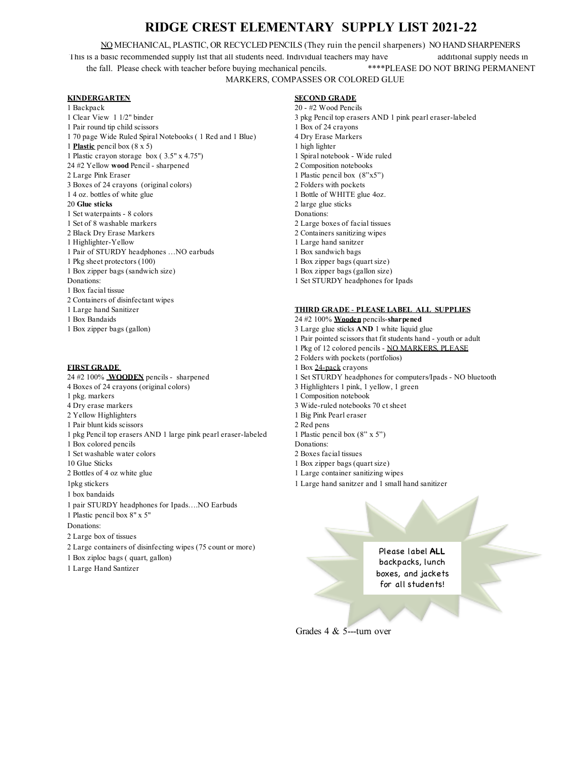# RIDGE CREST ELEMENTARY SUPPLY LIST 2021-22

<u>NO</u> MECHANICAL, PLASTIC, OR RECYCLED PENCILS (They ruin the pencil sharpeners) NO HAND SHARPENERS

This is a basic recommended supply list that all students need. Individual teachers may have additional supply needs in the fall. Please check with teacher before buying mechanical pencils. ****PLEASE DO NOT BRING PERMANENT MARKERS, COMPASSES OR COLORED GLUE

## KINDERGARTEN

1 Backpack
1 Clear View 1 1/2" binder
1 Pair round tip child scissors
1 70 page Wide Ruled Spiral Notebooks ( 1 Red and 1 Blue)
1 **<u>Plastic</u>** pencil box (8 x 5)
1 Plastic crayon storage box ( 3.5" x 4.75")
24 #2 Yellow **wood** Pencil - sharpened
2 Large Pink Eraser
3 Boxes of 24 crayons (original colors)
1 4 oz. bottles of white glue
20 **Glue sticks**
1 Set waterpaints - 8 colors
1 Set of 8 washable markers
2 Black Dry Erase Markers
1 Highlighter-Yellow
1 Pair of STURDY headphones …NO earbuds
1 Pkg sheet protectors (100)
1 Box zipper bags (sandwich size)
Donations:
1 Box facial tissue
2 Containers of disinfectant wipes
1 Large hand Sanitizer
1 Box Bandaids
1 Box zipper bags (gallon)

## FIRST GRADE

24 #2 100% **<u>WOODEN</u>** pencils - sharpened
4 Boxes of 24 crayons (original colors)
1 pkg. markers
4 Dry erase markers
2 Yellow Highlighters
1 Pair blunt kids scissors
1 pkg Pencil top erasers AND 1 large pink pearl eraser-labeled
1 Box colored pencils
1 Set washable water colors
10 Glue Sticks
2 Bottles of 4 oz white glue
1pkg stickers
1 box bandaids
1 pair STURDY headphones for Ipads….NO Earbuds
1 Plastic pencil box 8" x 5"
Donations:
2 Large box of tissues
2 Large containers of disinfecting wipes (75 count or more)
1 Box ziploc bags ( quart, gallon)
1 Large Hand Santizer

## SECOND GRADE

20 - #2 Wood Pencils
3 pkg Pencil top erasers AND 1 pink pearl eraser-labeled
1 Box of 24 crayons
4 Dry Erase Markers
1 high lighter
1 Spiral notebook - Wide ruled
2 Composition notebooks
1 Plastic pencil box (8"x5")
2 Folders with pockets
1 Bottle of WHITE glue 4oz.
2 large glue sticks
Donations:
2 Large boxes of facial tissues
2 Containers sanitizing wipes
1 Large hand sanitzer
1 Box sandwich bags
1 Box zipper bags (quart size)
1 Box zipper bags (gallon size)
1 Set STURDY headphones for Ipads

## THIRD GRADE - PLEASE LABEL ALL SUPPLIES

24 #2 100% **<u>Wooden</u>** pencils-**sharpened**
3 Large glue sticks **AND** 1 white liquid glue
1 Pair pointed scissors that fit students hand - youth or adult
1 Pkg of 12 colored pencils - <u>NO MARKERS, PLEASE</u>
2 Folders with pockets (portfolios)
1 Box <u>24-pack</u> crayons
1 Set STURDY headphones for computers/Ipads - NO bluetooth
3 Highlighters 1 pink, 1 yellow, 1 green
1 Composition notebook
3 Wide-ruled notebooks 70 ct sheet
1 Big Pink Pearl eraser
2 Red pens
1 Plastic pencil box (8" x 5")
Donations:
2 Boxes facial tissues
1 Box zipper bags (quart size)
1 Large container sanitizing wipes
1 Large hand sanitzer and 1 small hand sanitizer

Please label **ALL** backpacks, lunch boxes, and jackets for all students!

Grades 4 & 5---turn over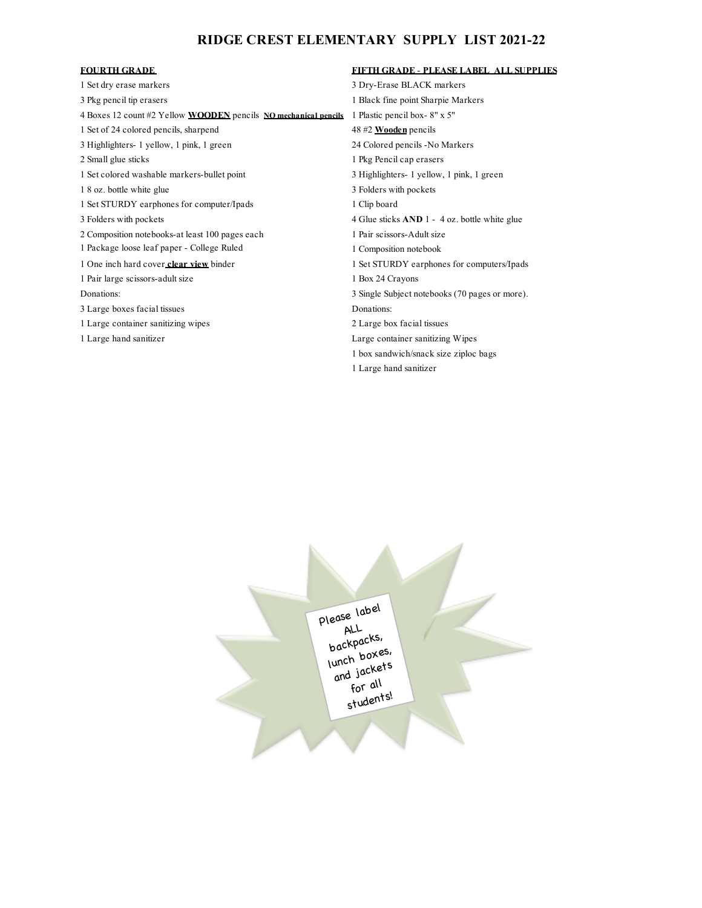# RIDGE CREST ELEMENTARY SUPPLY LIST 2021-22

**FOURTH GRADE**

1 Set dry erase markers
3 Pkg pencil tip erasers
4 Boxes 12 count #2 Yellow **WOODEN** pencils **NO mechanical pencils**
1 Set of 24 colored pencils, sharpend
3 Highlighters- 1 yellow, 1 pink, 1 green
2 Small glue sticks
1 Set colored washable markers-bullet point
1 8 oz. bottle white glue
1 Set STURDY earphones for computer/Ipads
3 Folders with pockets
2 Composition notebooks-at least 100 pages each
1 Package loose leaf paper - College Ruled
1 One inch hard cover **clear view** binder
1 Pair large scissors-adult size
Donations:
3 Large boxes facial tissues
1 Large container sanitizing wipes
1 Large hand sanitizer

**FIFTH GRADE - PLEASE LABEL ALL SUPPLIES**

3 Dry-Erase BLACK markers
1 Black fine point Sharpie Markers
1 Plastic pencil box- 8" x 5"
48 #2 **Wooden** pencils
24 Colored pencils -No Markers
1 Pkg Pencil cap erasers
3 Highlighters- 1 yellow, 1 pink, 1 green
3 Folders with pockets
1 Clip board
4 Glue sticks **AND** 1 - 4 oz. bottle white glue
1 Pair scissors-Adult size
1 Composition notebook
1 Set STURDY earphones for computers/Ipads
1 Box 24 Crayons
3 Single Subject notebooks (70 pages or more).
Donations:
2 Large box facial tissues
Large container sanitizing Wipes
1 box sandwich/snack size ziploc bags
1 Large hand sanitizer

Please label ALL backpacks, lunch boxes, and jackets for all students!